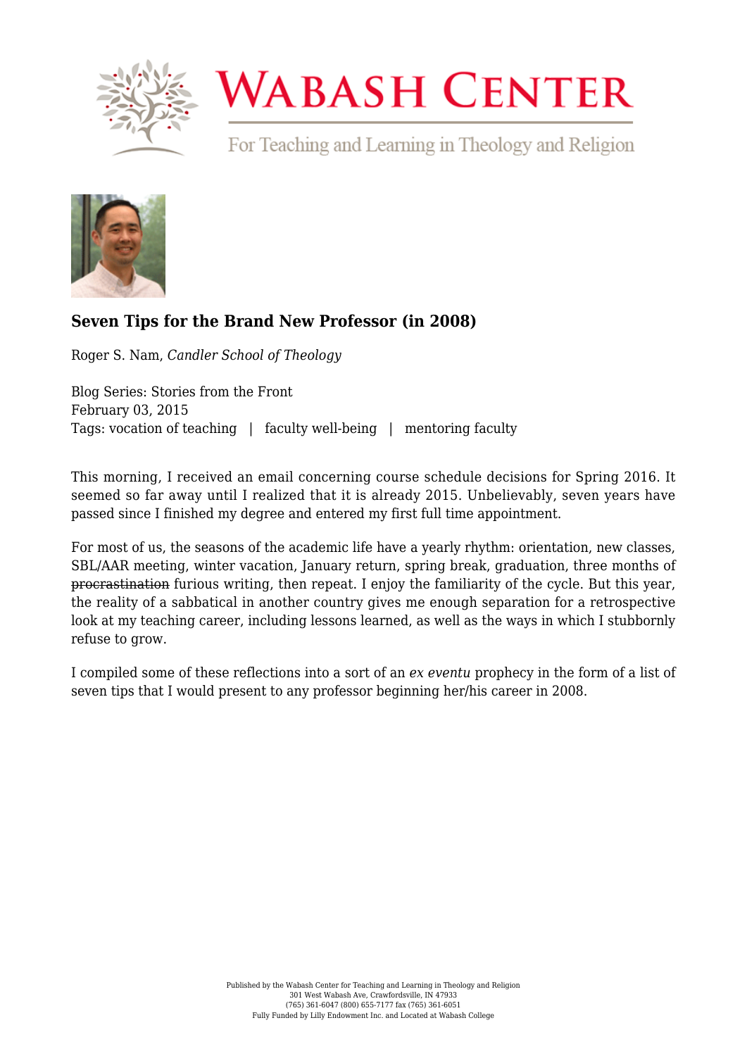# Wabash Center

For Teaching and Learning in Theology and Religion

## Seven Tips for the Brand New Professor (in 2008)

Roger S. Nam, *Candler School of Theology*

Blog Series: Stories from the Front
February 03, 2015
Tags: vocation of teaching | faculty well-being | mentoring faculty

This morning, I received an email concerning course schedule decisions for Spring 2016. It seemed so far away until I realized that it is already 2015. Unbelievably, seven years have passed since I finished my degree and entered my first full time appointment.

For most of us, the seasons of the academic life have a yearly rhythm: orientation, new classes, SBL/AAR meeting, winter vacation, January return, spring break, graduation, three months of ~~procrastination~~ furious writing, then repeat. I enjoy the familiarity of the cycle. But this year, the reality of a sabbatical in another country gives me enough separation for a retrospective look at my teaching career, including lessons learned, as well as the ways in which I stubbornly refuse to grow.

I compiled some of these reflections into a sort of an *ex eventu* prophecy in the form of a list of seven tips that I would present to any professor beginning her/his career in 2008.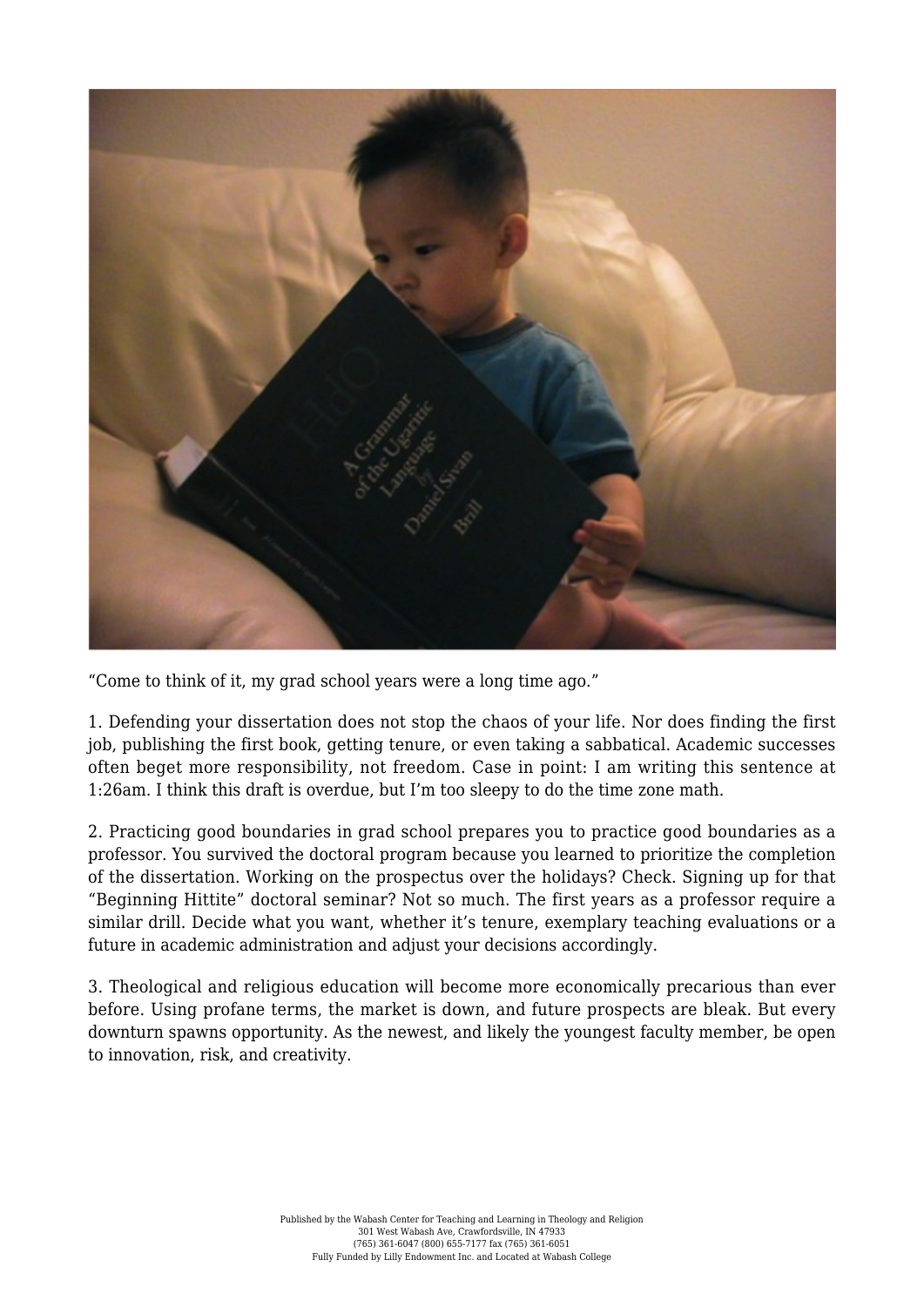"Come to think of it, my grad school years were a long time ago."

1. Defending your dissertation does not stop the chaos of your life. Nor does finding the first job, publishing the first book, getting tenure, or even taking a sabbatical. Academic successes often beget more responsibility, not freedom. Case in point: I am writing this sentence at 1:26am. I think this draft is overdue, but I'm too sleepy to do the time zone math.

2. Practicing good boundaries in grad school prepares you to practice good boundaries as a professor. You survived the doctoral program because you learned to prioritize the completion of the dissertation. Working on the prospectus over the holidays? Check. Signing up for that "Beginning Hittite" doctoral seminar? Not so much. The first years as a professor require a similar drill. Decide what you want, whether it's tenure, exemplary teaching evaluations or a future in academic administration and adjust your decisions accordingly.

3. Theological and religious education will become more economically precarious than ever before. Using profane terms, the market is down, and future prospects are bleak. But every downturn spawns opportunity. As the newest, and likely the youngest faculty member, be open to innovation, risk, and creativity.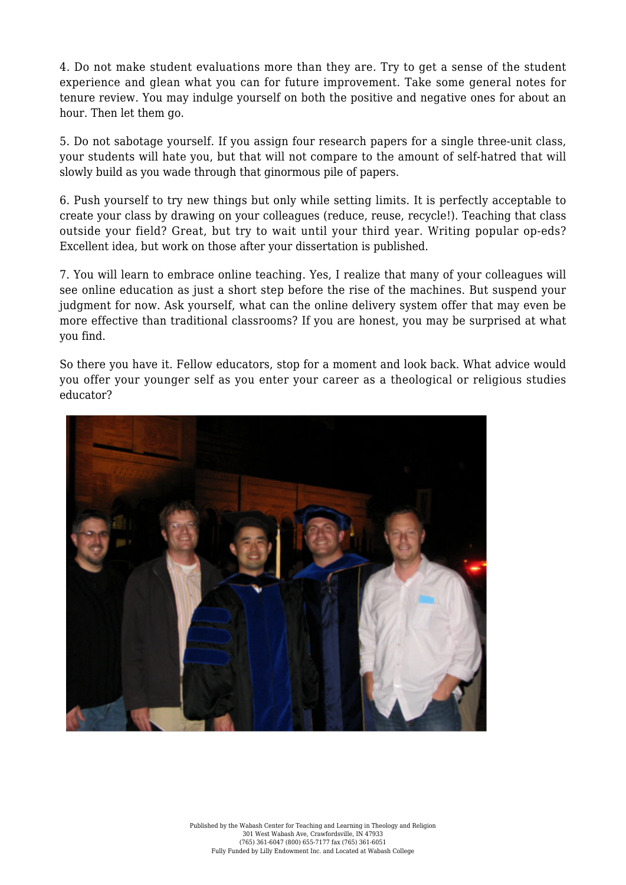4. Do not make student evaluations more than they are. Try to get a sense of the student experience and glean what you can for future improvement. Take some general notes for tenure review. You may indulge yourself on both the positive and negative ones for about an hour. Then let them go.

5. Do not sabotage yourself. If you assign four research papers for a single three-unit class, your students will hate you, but that will not compare to the amount of self-hatred that will slowly build as you wade through that ginormous pile of papers.

6. Push yourself to try new things but only while setting limits. It is perfectly acceptable to create your class by drawing on your colleagues (reduce, reuse, recycle!). Teaching that class outside your field? Great, but try to wait until your third year. Writing popular op-eds? Excellent idea, but work on those after your dissertation is published.

7. You will learn to embrace online teaching. Yes, I realize that many of your colleagues will see online education as just a short step before the rise of the machines. But suspend your judgment for now. Ask yourself, what can the online delivery system offer that may even be more effective than traditional classrooms? If you are honest, you may be surprised at what you find.

So there you have it. Fellow educators, stop for a moment and look back. What advice would you offer your younger self as you enter your career as a theological or religious studies educator?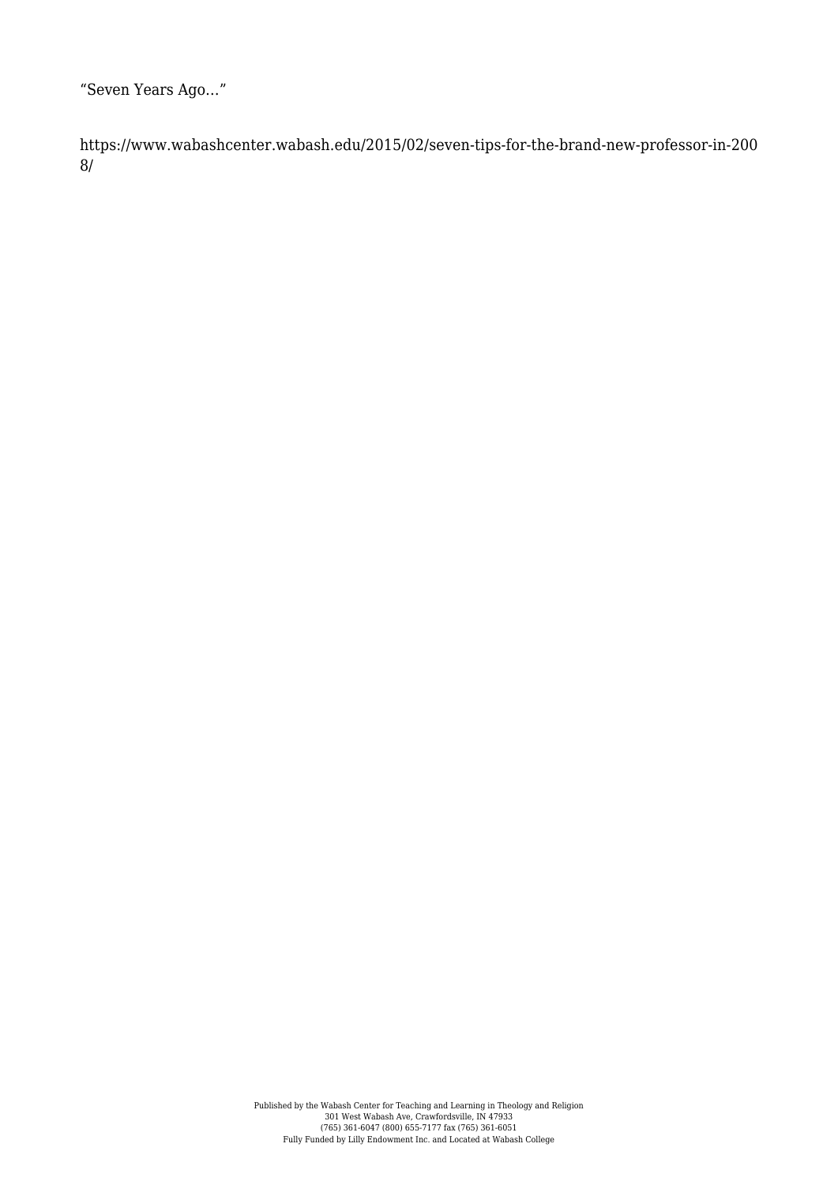"Seven Years Ago..."

https://www.wabashcenter.wabash.edu/2015/02/seven-tips-for-the-brand-new-professor-in-2008/